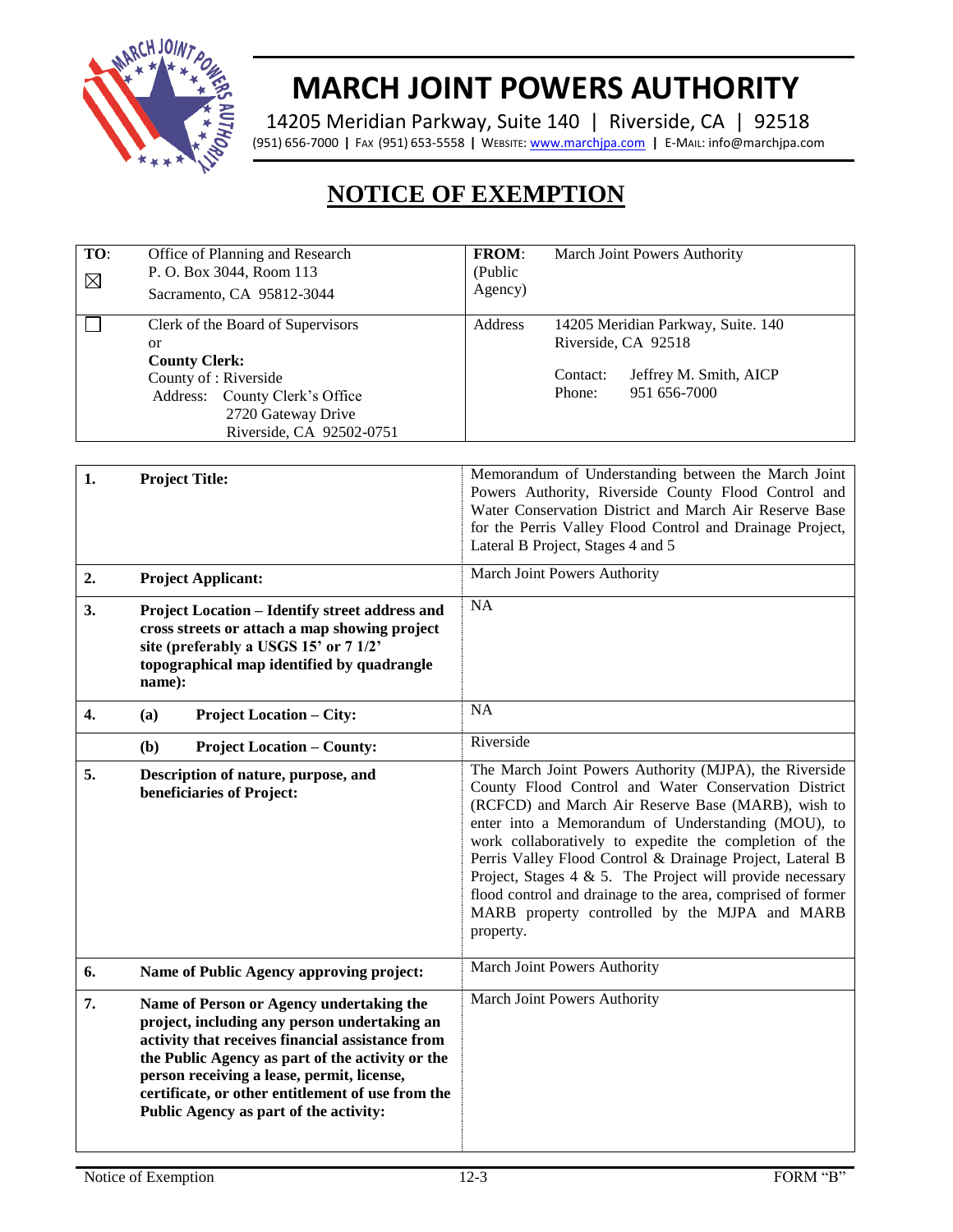# MARCH JOINT POWERS AUTHORITY

14205 Meridian Parkway, Suite 140 | Riverside, CA | 92518

(951) 656-7000 | FAX (951) 653-5558 | WEBSITE: www.marchjpa.com | E-MAIL: info@marchjpa.com

## NOTICE OF EXEMPTION

| TO: | | FROM: (Public Agency) | March Joint Powers Authority |
|---|---|---|---|
| ☒ | Office of Planning and Research<br>P. O. Box 3044, Room 113<br>Sacramento, CA 95812-3044 | | |
| ☐ | Clerk of the Board of Supervisors<br>or<br>**County Clerk:**<br>County of : Riverside<br>Address: County Clerk's Office<br>2720 Gateway Drive<br>Riverside, CA 92502-0751 | Address | 14205 Meridian Parkway, Suite. 140<br>Riverside, CA 92518<br><br>Contact: Jeffrey M. Smith, AICP<br>Phone: 951 656-7000 |

| | | |
|---|---|---|
| **1.** | **Project Title:** | Memorandum of Understanding between the March Joint Powers Authority, Riverside County Flood Control and Water Conservation District and March Air Reserve Base for the Perris Valley Flood Control and Drainage Project, Lateral B Project, Stages 4 and 5 |
| **2.** | **Project Applicant:** | March Joint Powers Authority |
| **3.** | **Project Location – Identify street address and cross streets or attach a map showing project site (preferably a USGS 15' or 7 1/2' topographical map identified by quadrangle name):** | NA |
| **4.** | **(a) Project Location – City:** | NA |
| | **(b) Project Location – County:** | Riverside |
| **5.** | **Description of nature, purpose, and beneficiaries of Project:** | The March Joint Powers Authority (MJPA), the Riverside County Flood Control and Water Conservation District (RCFCD) and March Air Reserve Base (MARB), wish to enter into a Memorandum of Understanding (MOU), to work collaboratively to expedite the completion of the Perris Valley Flood Control & Drainage Project, Lateral B Project, Stages 4 & 5. The Project will provide necessary flood control and drainage to the area, comprised of former MARB property controlled by the MJPA and MARB property. |
| **6.** | **Name of Public Agency approving project:** | March Joint Powers Authority |
| **7.** | **Name of Person or Agency undertaking the project, including any person undertaking an activity that receives financial assistance from the Public Agency as part of the activity or the person receiving a lease, permit, license, certificate, or other entitlement of use from the Public Agency as part of the activity:** | March Joint Powers Authority |

Notice of Exemption | 12-3 | FORM "B"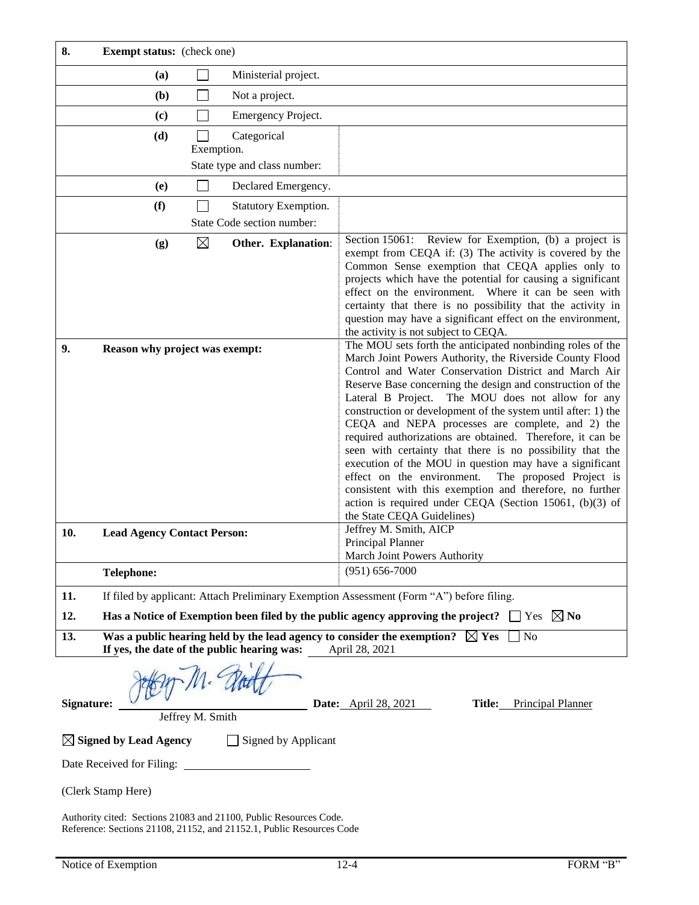| | | | |
|---|---|---|---|
| **8.** | **Exempt status:** (check one) | | |
| | **(a)** | ☐ Ministerial project. | |
| | **(b)** | ☐ Not a project. | |
| | **(c)** | ☐ Emergency Project. | |
| | **(d)** | ☐ Categorical Exemption. State type and class number: | |
| | **(e)** | ☐ Declared Emergency. | |
| | **(f)** | ☐ Statutory Exemption. State Code section number: | |
| | **(g)** | ☒ **Other. Explanation**: | Section 15061: Review for Exemption, (b) a project is exempt from CEQA if: (3) The activity is covered by the Common Sense exemption that CEQA applies only to projects which have the potential for causing a significant effect on the environment. Where it can be seen with certainty that there is no possibility that the activity in question may have a significant effect on the environment, the activity is not subject to CEQA. |
| **9.** | **Reason why project was exempt:** | | The MOU sets forth the anticipated nonbinding roles of the March Joint Powers Authority, the Riverside County Flood Control and Water Conservation District and March Air Reserve Base concerning the design and construction of the Lateral B Project. The MOU does not allow for any construction or development of the system until after: 1) the CEQA and NEPA processes are complete, and 2) the required authorizations are obtained. Therefore, it can be seen with certainty that there is no possibility that the execution of the MOU in question may have a significant effect on the environment. The proposed Project is consistent with this exemption and therefore, no further action is required under CEQA (Section 15061, (b)(3) of the State CEQA Guidelines) |
| **10.** | **Lead Agency Contact Person:** | | Jeffrey M. Smith, AICP<br>Principal Planner<br>March Joint Powers Authority |
| | **Telephone:** | | (951) 656-7000 |

**11.** If filed by applicant: Attach Preliminary Exemption Assessment (Form "A") before filing.

**12.** **Has a Notice of Exemption been filed by the public agency approving the project?** ☐ Yes ☒ **No**

**13.** **Was a public hearing held by the lead agency to consider the exemption?** ☒ **Yes** ☐ No
**If yes, the date of the public hearing was:** April 28, 2021

**Signature:** Jeffrey M. Smith **Date:** April 28, 2021 **Title:** Principal Planner

☒ **Signed by Lead Agency** ☐ Signed by Applicant

Date Received for Filing: ____________________

(Clerk Stamp Here)

Authority cited: Sections 21083 and 21100, Public Resources Code.
Reference: Sections 21108, 21152, and 21152.1, Public Resources Code

Notice of Exemption 12-4 FORM "B"